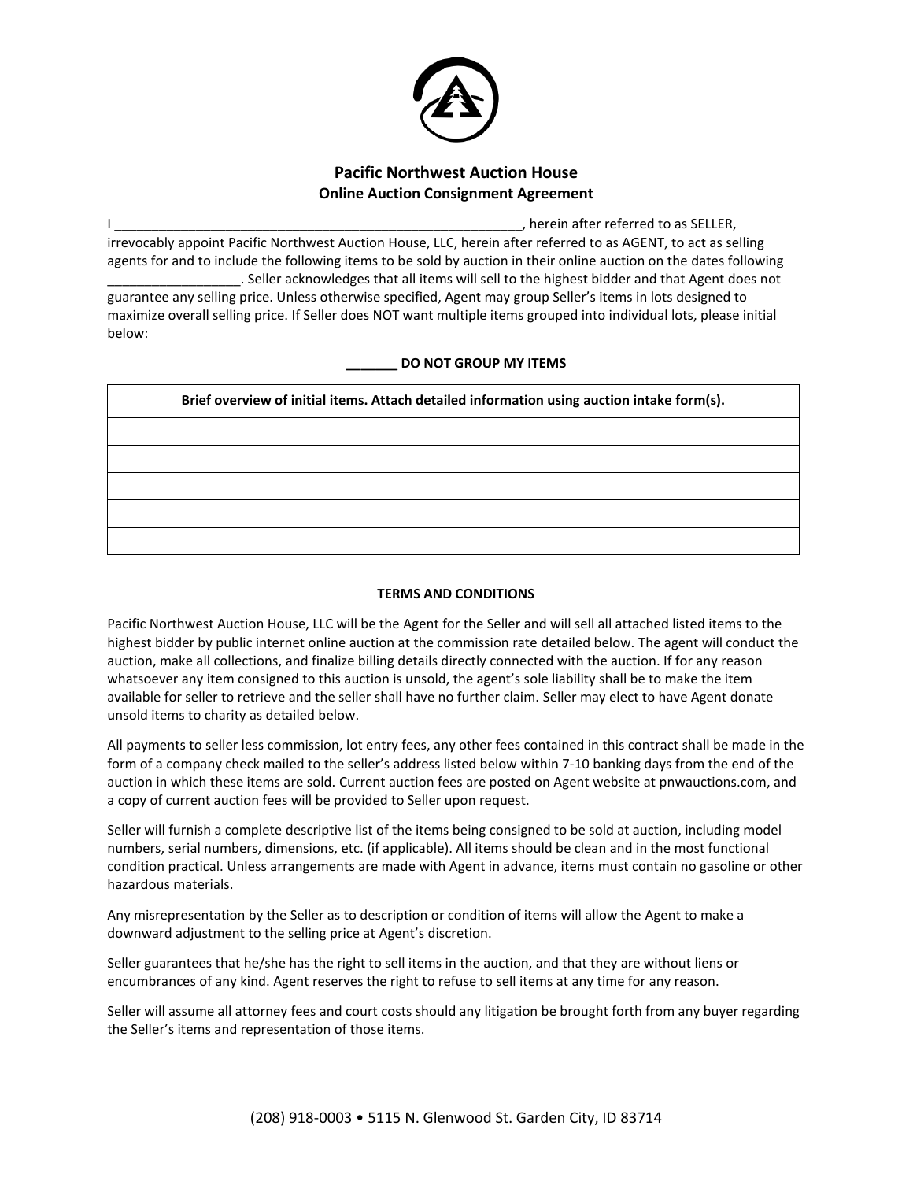## Pacific Northwest Auction House
### Online Auction Consignment Agreement

I _______________________________________________________, herein after referred to as SELLER, irrevocably appoint Pacific Northwest Auction House, LLC, herein after referred to as AGENT, to act as selling agents for and to include the following items to be sold by auction in their online auction on the dates following __________________. Seller acknowledges that all items will sell to the highest bidder and that Agent does not guarantee any selling price. Unless otherwise specified, Agent may group Seller's items in lots designed to maximize overall selling price. If Seller does NOT want multiple items grouped into individual lots, please initial below:

**_______ DO NOT GROUP MY ITEMS**

| Brief overview of initial items. Attach detailed information using auction intake form(s). |
|---|
| |
| |
| |
| |
| |

**TERMS AND CONDITIONS**

Pacific Northwest Auction House, LLC will be the Agent for the Seller and will sell all attached listed items to the highest bidder by public internet online auction at the commission rate detailed below. The agent will conduct the auction, make all collections, and finalize billing details directly connected with the auction. If for any reason whatsoever any item consigned to this auction is unsold, the agent's sole liability shall be to make the item available for seller to retrieve and the seller shall have no further claim. Seller may elect to have Agent donate unsold items to charity as detailed below.

All payments to seller less commission, lot entry fees, any other fees contained in this contract shall be made in the form of a company check mailed to the seller's address listed below within 7-10 banking days from the end of the auction in which these items are sold. Current auction fees are posted on Agent website at pnwauctions.com, and a copy of current auction fees will be provided to Seller upon request.

Seller will furnish a complete descriptive list of the items being consigned to be sold at auction, including model numbers, serial numbers, dimensions, etc. (if applicable). All items should be clean and in the most functional condition practical. Unless arrangements are made with Agent in advance, items must contain no gasoline or other hazardous materials.

Any misrepresentation by the Seller as to description or condition of items will allow the Agent to make a downward adjustment to the selling price at Agent's discretion.

Seller guarantees that he/she has the right to sell items in the auction, and that they are without liens or encumbrances of any kind. Agent reserves the right to refuse to sell items at any time for any reason.

Seller will assume all attorney fees and court costs should any litigation be brought forth from any buyer regarding the Seller's items and representation of those items.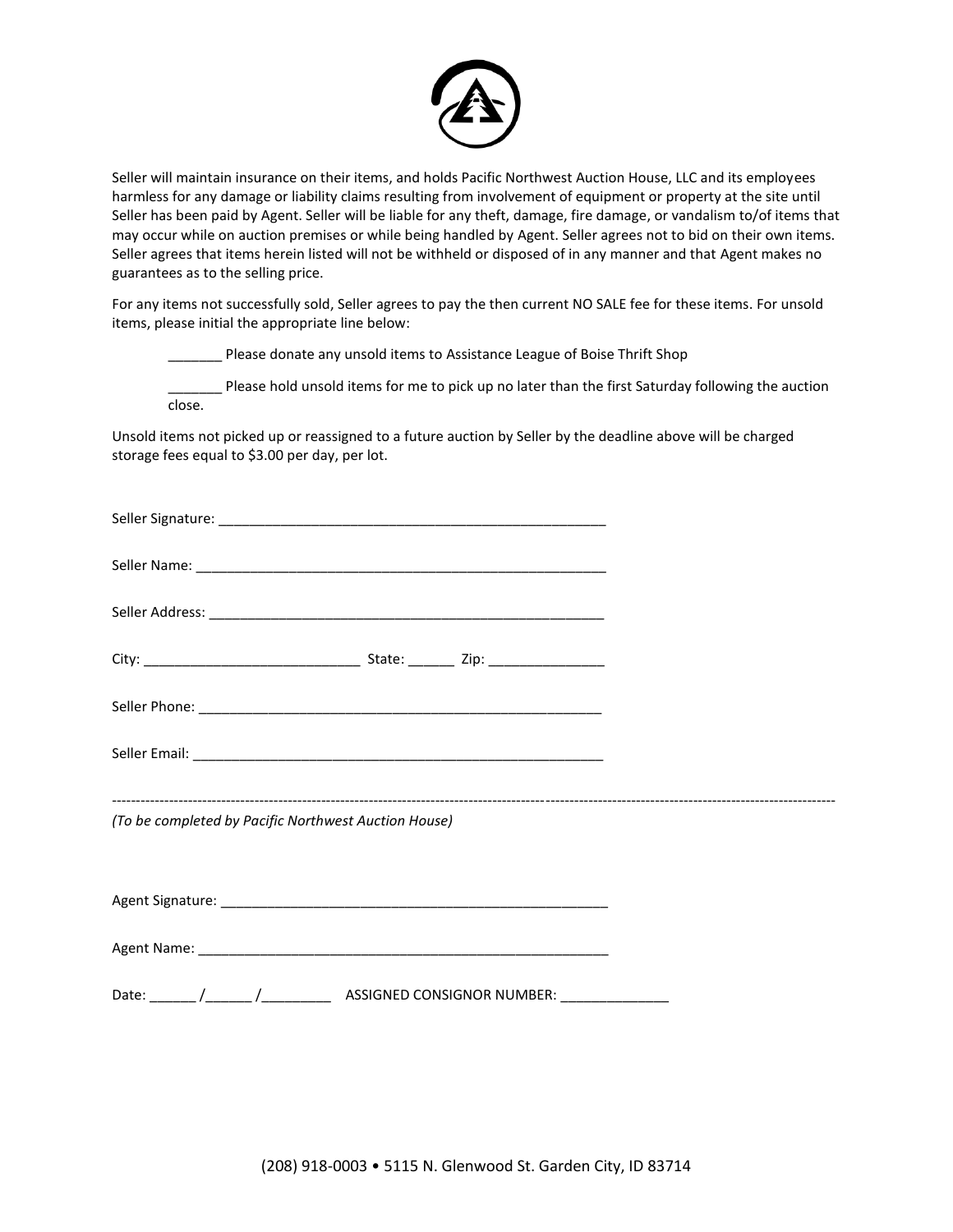Seller will maintain insurance on their items, and holds Pacific Northwest Auction House, LLC and its employees harmless for any damage or liability claims resulting from involvement of equipment or property at the site until Seller has been paid by Agent. Seller will be liable for any theft, damage, fire damage, or vandalism to/of items that may occur while on auction premises or while being handled by Agent. Seller agrees not to bid on their own items. Seller agrees that items herein listed will not be withheld or disposed of in any manner and that Agent makes no guarantees as to the selling price.

For any items not successfully sold, Seller agrees to pay the then current NO SALE fee for these items. For unsold items, please initial the appropriate line below:

_______ Please donate any unsold items to Assistance League of Boise Thrift Shop

_______ Please hold unsold items for me to pick up no later than the first Saturday following the auction close.

Unsold items not picked up or reassigned to a future auction by Seller by the deadline above will be charged storage fees equal to $3.00 per day, per lot.

Seller Signature: ____________________________________________________

Seller Name: _______________________________________________________

Seller Address: _____________________________________________________

City: _____________________________ State: ______ Zip: _______________

Seller Phone: _______________________________________________________

Seller Email: _______________________________________________________

---

*(To be completed by Pacific Northwest Auction House)*

Agent Signature: ____________________________________________________

Agent Name: _______________________________________________________

Date: ______ /______ /_________ ASSIGNED CONSIGNOR NUMBER: ______________

(208) 918-0003 • 5115 N. Glenwood St. Garden City, ID 83714